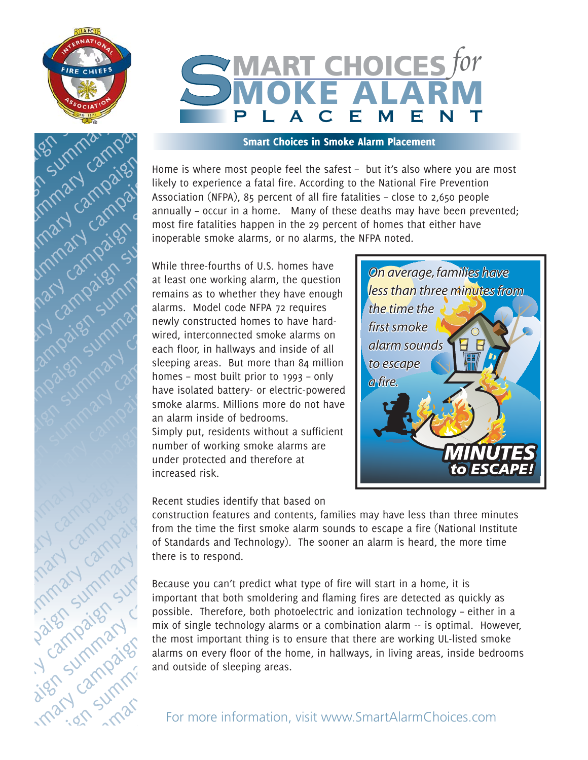# SMART CHOICES for SMOKE ALARM PLACEMENT

## Smart Choices in Smoke Alarm Placement

Home is where most people feel the safest – but it's also where you are most likely to experience a fatal fire. According to the National Fire Prevention Association (NFPA), 85 percent of all fire fatalities – close to 2,650 people annually – occur in a home. Many of these deaths may have been prevented; most fire fatalities happen in the 29 percent of homes that either have inoperable smoke alarms, or no alarms, the NFPA noted.

While three-fourths of U.S. homes have at least one working alarm, the question remains as to whether they have enough alarms. Model code NFPA 72 requires newly constructed homes to have hard-wired, interconnected smoke alarms on each floor, in hallways and inside of all sleeping areas. But more than 84 million homes – most built prior to 1993 – only have isolated battery- or electric-powered smoke alarms. Millions more do not have an alarm inside of bedrooms. Simply put, residents without a sufficient number of working smoke alarms are under protected and therefore at increased risk.

*On average, families have less than three minutes from the time the first smoke alarm sounds to escape a fire.*

**3 MINUTES to ESCAPE!**

Recent studies identify that based on construction features and contents, families may have less than three minutes from the time the first smoke alarm sounds to escape a fire (National Institute of Standards and Technology). The sooner an alarm is heard, the more time there is to respond.

Because you can't predict what type of fire will start in a home, it is important that both smoldering and flaming fires are detected as quickly as possible. Therefore, both photoelectric and ionization technology – either in a mix of single technology alarms or a combination alarm -- is optimal. However, the most important thing is to ensure that there are working UL-listed smoke alarms on every floor of the home, in hallways, in living areas, inside bedrooms and outside of sleeping areas.

For more information, visit www.SmartAlarmChoices.com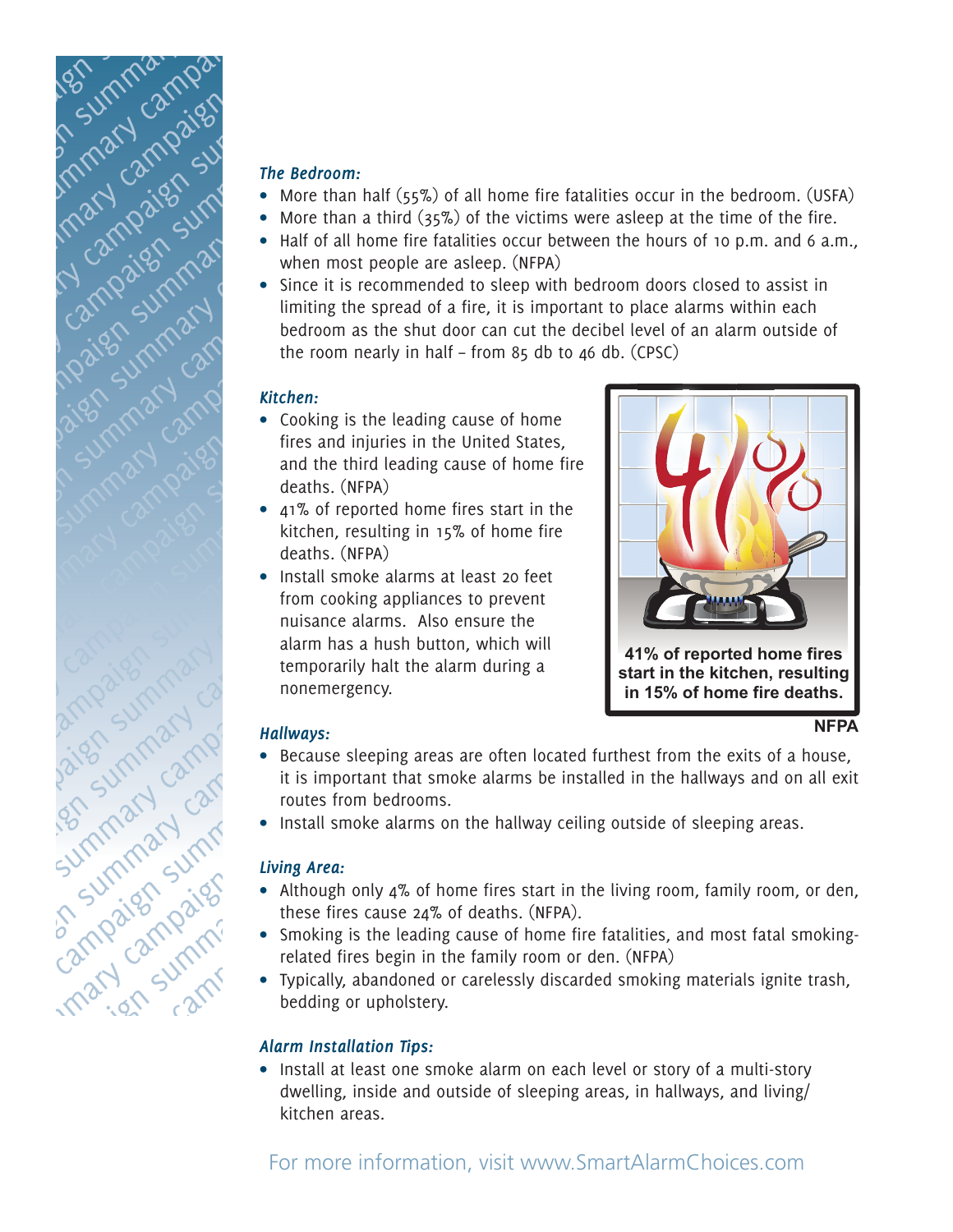### *The Bedroom:*

- More than half (55%) of all home fire fatalities occur in the bedroom. (USFA)
- More than a third (35%) of the victims were asleep at the time of the fire.
- Half of all home fire fatalities occur between the hours of 10 p.m. and 6 a.m., when most people are asleep. (NFPA)
- Since it is recommended to sleep with bedroom doors closed to assist in limiting the spread of a fire, it is important to place alarms within each bedroom as the shut door can cut the decibel level of an alarm outside of the room nearly in half – from 85 db to 46 db. (CPSC)

### *Kitchen:*

- Cooking is the leading cause of home fires and injuries in the United States, and the third leading cause of home fire deaths. (NFPA)
- 41% of reported home fires start in the kitchen, resulting in 15% of home fire deaths. (NFPA)
- Install smoke alarms at least 20 feet from cooking appliances to prevent nuisance alarms. Also ensure the alarm has a hush button, which will temporarily halt the alarm during a nonemergency.

**41% of reported home fires start in the kitchen, resulting in 15% of home fire deaths.**

**NFPA**

### *Hallways:*

- Because sleeping areas are often located furthest from the exits of a house, it is important that smoke alarms be installed in the hallways and on all exit routes from bedrooms.
- Install smoke alarms on the hallway ceiling outside of sleeping areas.

### *Living Area:*

- Although only 4% of home fires start in the living room, family room, or den, these fires cause 24% of deaths. (NFPA).
- Smoking is the leading cause of home fire fatalities, and most fatal smoking-related fires begin in the family room or den. (NFPA)
- Typically, abandoned or carelessly discarded smoking materials ignite trash, bedding or upholstery.

### *Alarm Installation Tips:*

- Install at least one smoke alarm on each level or story of a multi-story dwelling, inside and outside of sleeping areas, in hallways, and living/kitchen areas.

For more information, visit www.SmartAlarmChoices.com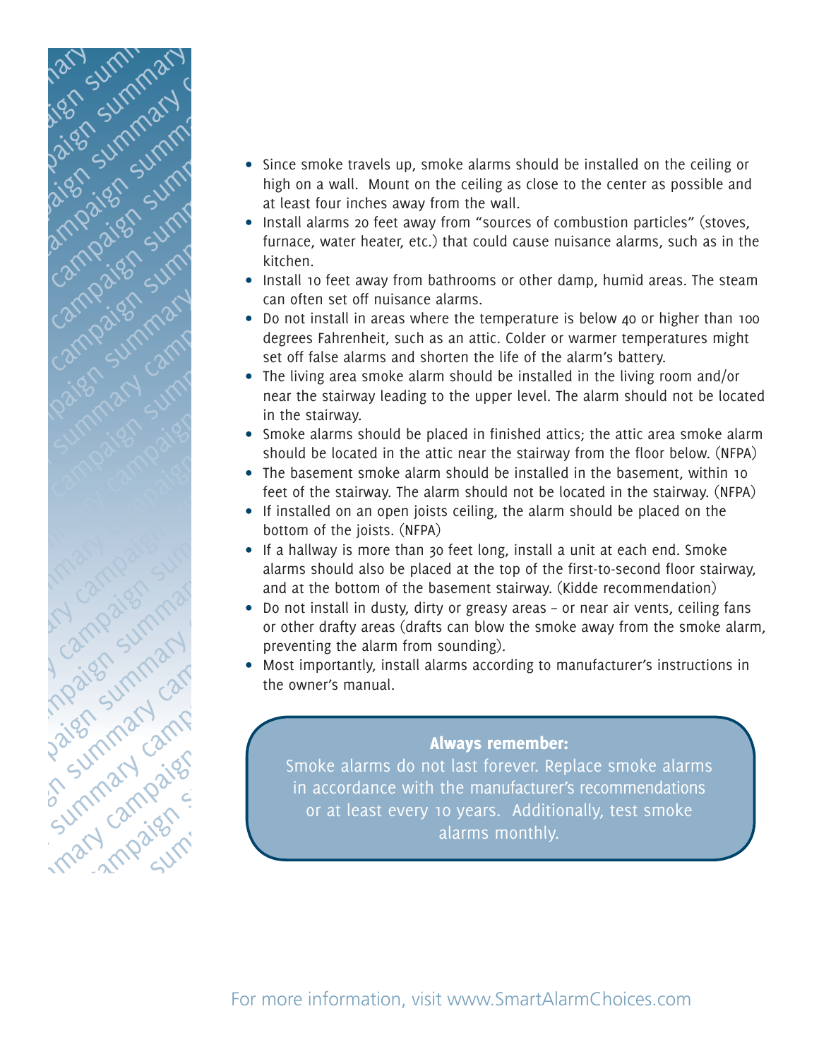- Since smoke travels up, smoke alarms should be installed on the ceiling or high on a wall. Mount on the ceiling as close to the center as possible and at least four inches away from the wall.
- Install alarms 20 feet away from "sources of combustion particles" (stoves, furnace, water heater, etc.) that could cause nuisance alarms, such as in the kitchen.
- Install 10 feet away from bathrooms or other damp, humid areas. The steam can often set off nuisance alarms.
- Do not install in areas where the temperature is below 40 or higher than 100 degrees Fahrenheit, such as an attic. Colder or warmer temperatures might set off false alarms and shorten the life of the alarm's battery.
- The living area smoke alarm should be installed in the living room and/or near the stairway leading to the upper level. The alarm should not be located in the stairway.
- Smoke alarms should be placed in finished attics; the attic area smoke alarm should be located in the attic near the stairway from the floor below. (NFPA)
- The basement smoke alarm should be installed in the basement, within 10 feet of the stairway. The alarm should not be located in the stairway. (NFPA)
- If installed on an open joists ceiling, the alarm should be placed on the bottom of the joists. (NFPA)
- If a hallway is more than 30 feet long, install a unit at each end. Smoke alarms should also be placed at the top of the first-to-second floor stairway, and at the bottom of the basement stairway. (Kidde recommendation)
- Do not install in dusty, dirty or greasy areas – or near air vents, ceiling fans or other drafty areas (drafts can blow the smoke away from the smoke alarm, preventing the alarm from sounding).
- Most importantly, install alarms according to manufacturer's instructions in the owner's manual.

**Always remember:**

Smoke alarms do not last forever. Replace smoke alarms in accordance with the manufacturer's recommendations or at least every 10 years. Additionally, test smoke alarms monthly.

For more information, visit www.SmartAlarmChoices.com